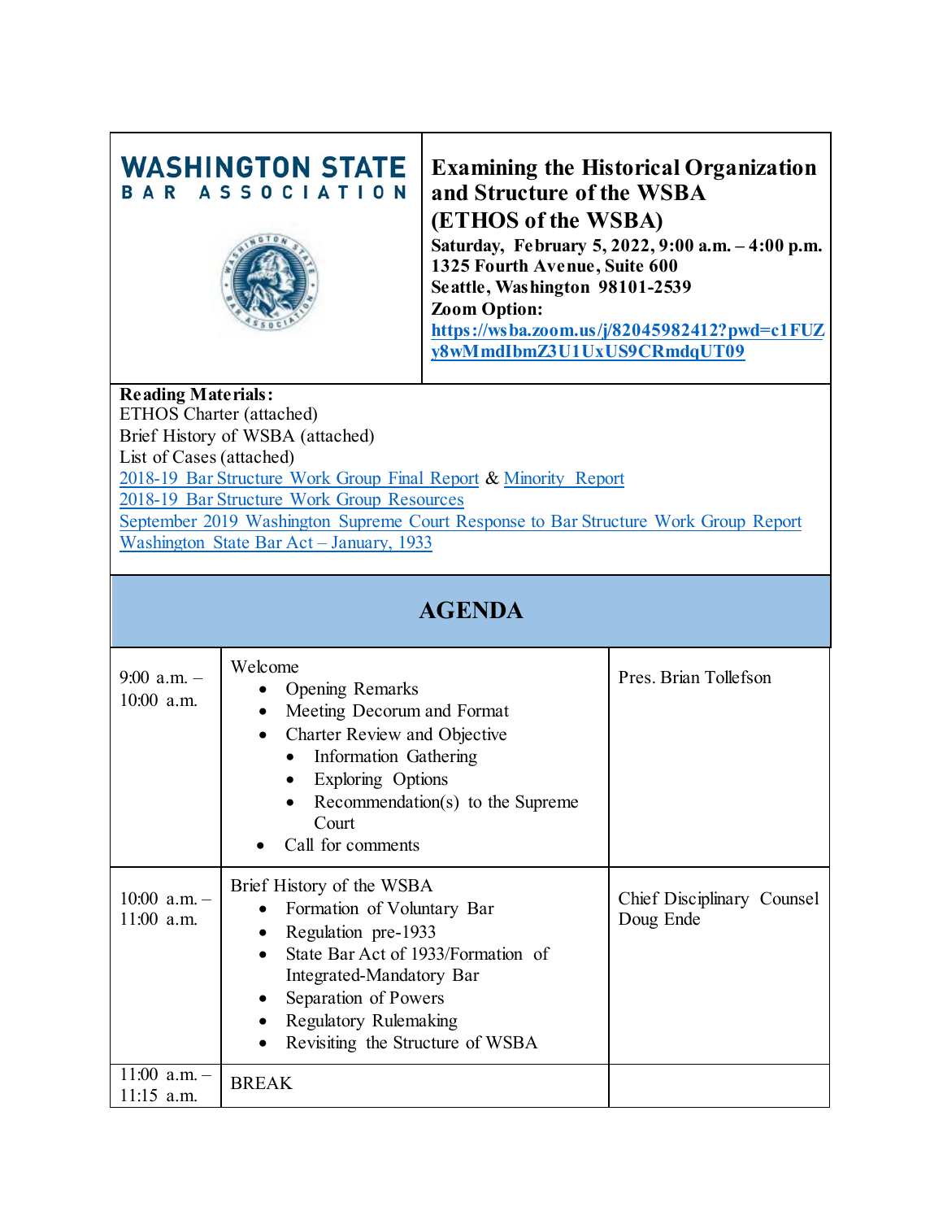**WASHINGTON STATE BAR ASSOCIATION**

# Examining the Historical Organization and Structure of the WSBA (ETHOS of the WSBA)

**Saturday, February 5, 2022, 9:00 a.m. – 4:00 p.m.**
**1325 Fourth Avenue, Suite 600**
**Seattle, Washington 98101-2539**
**Zoom Option:**
[https://wsba.zoom.us/j/82045982412?pwd=c1FUZy8wMmdIbmZ3U1UxUS9CRmdqUT09](https://wsba.zoom.us/j/82045982412?pwd=c1FUZy8wMmdIbmZ3U1UxUS9CRmdqUT09)

**Reading Materials:**
ETHOS Charter (attached)
Brief History of WSBA (attached)
List of Cases (attached)
2018-19 Bar Structure Work Group Final Report & Minority Report
2018-19 Bar Structure Work Group Resources
September 2019 Washington Supreme Court Response to Bar Structure Work Group Report
Washington State Bar Act – January, 1933

## AGENDA

| Time | Item | Presenter |
|---|---|---|
| 9:00 a.m. – 10:00 a.m. | Welcome<br>• Opening Remarks<br>• Meeting Decorum and Format<br>• Charter Review and Objective<br>&nbsp;&nbsp;&nbsp;&nbsp;• Information Gathering<br>&nbsp;&nbsp;&nbsp;&nbsp;• Exploring Options<br>&nbsp;&nbsp;&nbsp;&nbsp;• Recommendation(s) to the Supreme Court<br>• Call for comments | Pres. Brian Tollefson |
| 10:00 a.m. – 11:00 a.m. | Brief History of the WSBA<br>• Formation of Voluntary Bar<br>• Regulation pre-1933<br>• State Bar Act of 1933/Formation of Integrated-Mandatory Bar<br>• Separation of Powers<br>• Regulatory Rulemaking<br>• Revisiting the Structure of WSBA | Chief Disciplinary Counsel Doug Ende |
| 11:00 a.m. – 11:15 a.m. | BREAK | |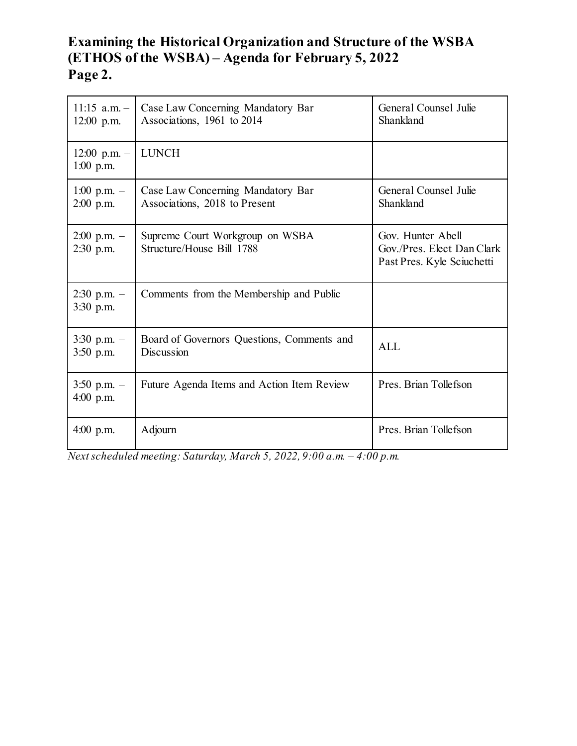**Examining the Historical Organization and Structure of the WSBA (ETHOS of the WSBA) – Agenda for February 5, 2022**
**Page 2.**

| | | |
|---|---|---|
| 11:15 a.m. – 12:00 p.m. | Case Law Concerning Mandatory Bar Associations, 1961 to 2014 | General Counsel Julie Shankland |
| 12:00 p.m. – 1:00 p.m. | LUNCH | |
| 1:00 p.m. – 2:00 p.m. | Case Law Concerning Mandatory Bar Associations, 2018 to Present | General Counsel Julie Shankland |
| 2:00 p.m. – 2:30 p.m. | Supreme Court Workgroup on WSBA Structure/House Bill 1788 | Gov. Hunter Abell<br>Gov./Pres. Elect Dan Clark<br>Past Pres. Kyle Sciuchetti |
| 2:30 p.m. – 3:30 p.m. | Comments from the Membership and Public | |
| 3:30 p.m. – 3:50 p.m. | Board of Governors Questions, Comments and Discussion | ALL |
| 3:50 p.m. – 4:00 p.m. | Future Agenda Items and Action Item Review | Pres. Brian Tollefson |
| 4:00 p.m. | Adjourn | Pres. Brian Tollefson |

*Next scheduled meeting: Saturday, March 5, 2022, 9:00 a.m. – 4:00 p.m.*